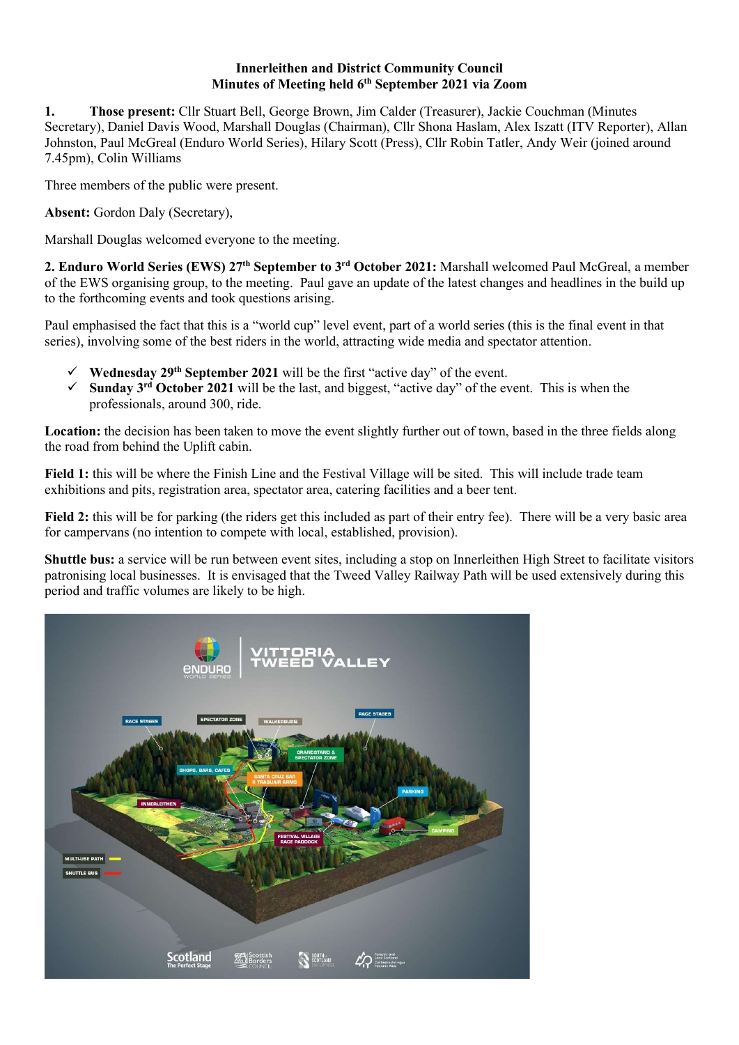# Innerleithen and District Community Council
## Minutes of Meeting held 6th September 2021 via Zoom

**1. Those present:** Cllr Stuart Bell, George Brown, Jim Calder (Treasurer), Jackie Couchman (Minutes Secretary), Daniel Davis Wood, Marshall Douglas (Chairman), Cllr Shona Haslam, Alex Iszatt (ITV Reporter), Allan Johnston, Paul McGreal (Enduro World Series), Hilary Scott (Press), Cllr Robin Tatler, Andy Weir (joined around 7.45pm), Colin Williams

Three members of the public were present.

**Absent:** Gordon Daly (Secretary),

Marshall Douglas welcomed everyone to the meeting.

**2. Enduro World Series (EWS) 27th September to 3rd October 2021:** Marshall welcomed Paul McGreal, a member of the EWS organising group, to the meeting. Paul gave an update of the latest changes and headlines in the build up to the forthcoming events and took questions arising.

Paul emphasised the fact that this is a "world cup" level event, part of a world series (this is the final event in that series), involving some of the best riders in the world, attracting wide media and spectator attention.

- ✓ **Wednesday 29th September 2021** will be the first "active day" of the event.
- ✓ **Sunday 3rd October 2021** will be the last, and biggest, "active day" of the event. This is when the professionals, around 300, ride.

**Location:** the decision has been taken to move the event slightly further out of town, based in the three fields along the road from behind the Uplift cabin.

**Field 1:** this will be where the Finish Line and the Festival Village will be sited. This will include trade team exhibitions and pits, registration area, spectator area, catering facilities and a beer tent.

**Field 2:** this will be for parking (the riders get this included as part of their entry fee). There will be a very basic area for campervans (no intention to compete with local, established, provision).

**Shuttle bus:** a service will be run between event sites, including a stop on Innerleithen High Street to facilitate visitors patronising local businesses. It is envisaged that the Tweed Valley Railway Path will be used extensively during this period and traffic volumes are likely to be high.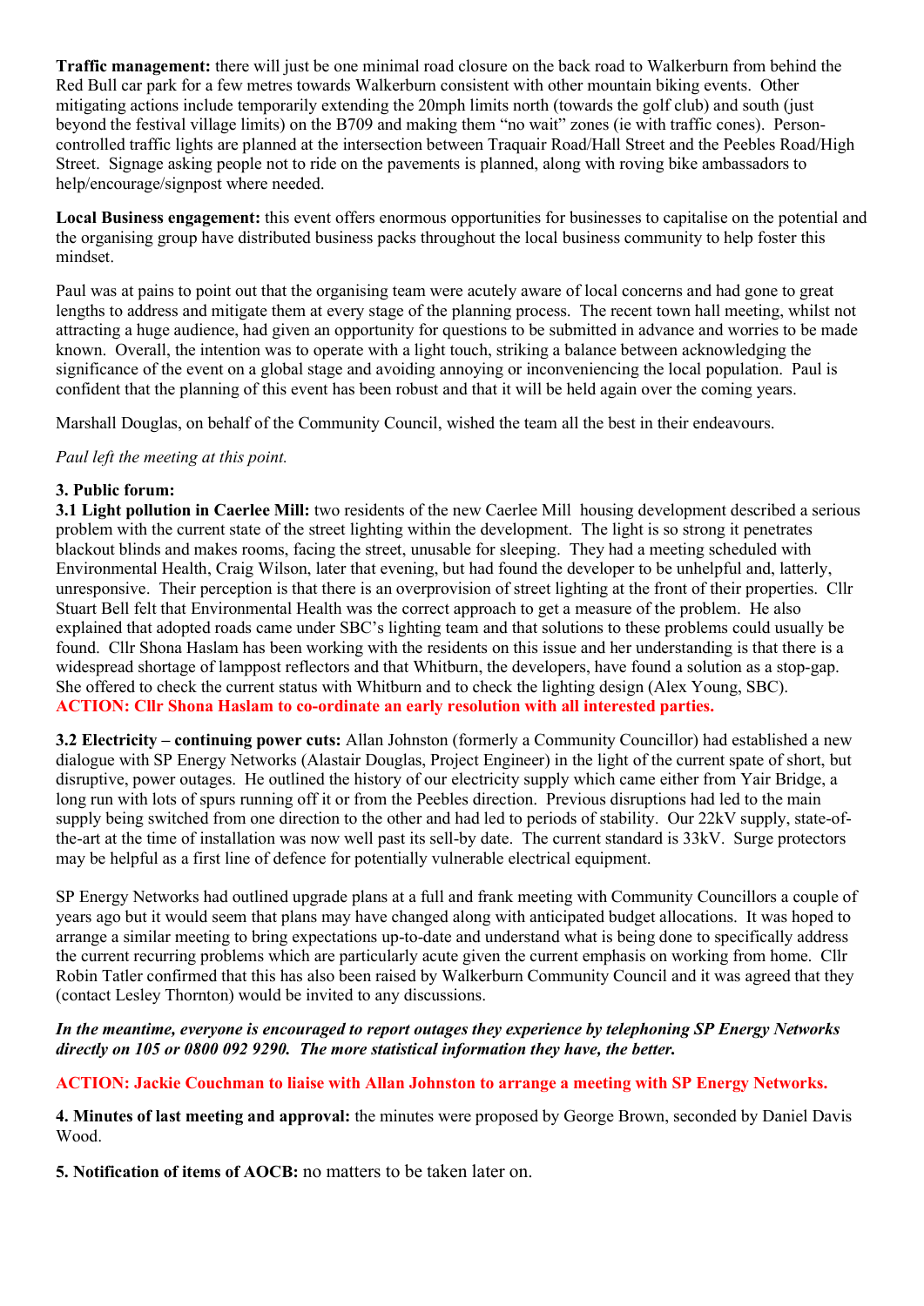**Traffic management:** there will just be one minimal road closure on the back road to Walkerburn from behind the Red Bull car park for a few metres towards Walkerburn consistent with other mountain biking events. Other mitigating actions include temporarily extending the 20mph limits north (towards the golf club) and south (just beyond the festival village limits) on the B709 and making them "no wait" zones (ie with traffic cones). Person-controlled traffic lights are planned at the intersection between Traquair Road/Hall Street and the Peebles Road/High Street. Signage asking people not to ride on the pavements is planned, along with roving bike ambassadors to help/encourage/signpost where needed.

**Local Business engagement:** this event offers enormous opportunities for businesses to capitalise on the potential and the organising group have distributed business packs throughout the local business community to help foster this mindset.

Paul was at pains to point out that the organising team were acutely aware of local concerns and had gone to great lengths to address and mitigate them at every stage of the planning process. The recent town hall meeting, whilst not attracting a huge audience, had given an opportunity for questions to be submitted in advance and worries to be made known. Overall, the intention was to operate with a light touch, striking a balance between acknowledging the significance of the event on a global stage and avoiding annoying or inconveniencing the local population. Paul is confident that the planning of this event has been robust and that it will be held again over the coming years.

Marshall Douglas, on behalf of the Community Council, wished the team all the best in their endeavours.

*Paul left the meeting at this point.*

**3. Public forum:**

**3.1 Light pollution in Caerlee Mill:** two residents of the new Caerlee Mill housing development described a serious problem with the current state of the street lighting within the development. The light is so strong it penetrates blackout blinds and makes rooms, facing the street, unusable for sleeping. They had a meeting scheduled with Environmental Health, Craig Wilson, later that evening, but had found the developer to be unhelpful and, latterly, unresponsive. Their perception is that there is an overprovision of street lighting at the front of their properties. Cllr Stuart Bell felt that Environmental Health was the correct approach to get a measure of the problem. He also explained that adopted roads came under SBC's lighting team and that solutions to these problems could usually be found. Cllr Shona Haslam has been working with the residents on this issue and her understanding is that there is a widespread shortage of lamppost reflectors and that Whitburn, the developers, have found a solution as a stop-gap. She offered to check the current status with Whitburn and to check the lighting design (Alex Young, SBC).

**ACTION: Cllr Shona Haslam to co-ordinate an early resolution with all interested parties.**

**3.2 Electricity – continuing power cuts:** Allan Johnston (formerly a Community Councillor) had established a new dialogue with SP Energy Networks (Alastair Douglas, Project Engineer) in the light of the current spate of short, but disruptive, power outages. He outlined the history of our electricity supply which came either from Yair Bridge, a long run with lots of spurs running off it or from the Peebles direction. Previous disruptions had led to the main supply being switched from one direction to the other and had led to periods of stability. Our 22kV supply, state-of-the-art at the time of installation was now well past its sell-by date. The current standard is 33kV. Surge protectors may be helpful as a first line of defence for potentially vulnerable electrical equipment.

SP Energy Networks had outlined upgrade plans at a full and frank meeting with Community Councillors a couple of years ago but it would seem that plans may have changed along with anticipated budget allocations. It was hoped to arrange a similar meeting to bring expectations up-to-date and understand what is being done to specifically address the current recurring problems which are particularly acute given the current emphasis on working from home. Cllr Robin Tatler confirmed that this has also been raised by Walkerburn Community Council and it was agreed that they (contact Lesley Thornton) would be invited to any discussions.

***In the meantime, everyone is encouraged to report outages they experience by telephoning SP Energy Networks directly on 105 or 0800 092 9290. The more statistical information they have, the better.***

**ACTION: Jackie Couchman to liaise with Allan Johnston to arrange a meeting with SP Energy Networks.**

**4. Minutes of last meeting and approval:** the minutes were proposed by George Brown, seconded by Daniel Davis Wood.

**5. Notification of items of AOCB:** no matters to be taken later on.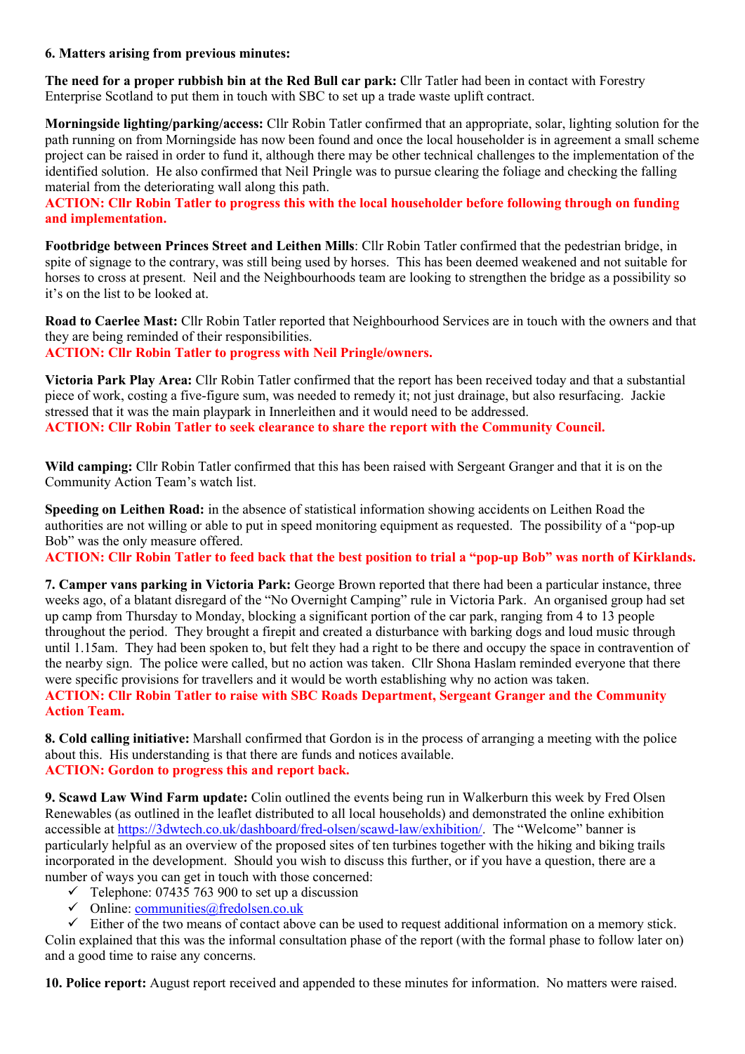**6. Matters arising from previous minutes:**

**The need for a proper rubbish bin at the Red Bull car park:** Cllr Tatler had been in contact with Forestry Enterprise Scotland to put them in touch with SBC to set up a trade waste uplift contract.

**Morningside lighting/parking/access:** Cllr Robin Tatler confirmed that an appropriate, solar, lighting solution for the path running on from Morningside has now been found and once the local householder is in agreement a small scheme project can be raised in order to fund it, although there may be other technical challenges to the implementation of the identified solution. He also confirmed that Neil Pringle was to pursue clearing the foliage and checking the falling material from the deteriorating wall along this path.
**ACTION: Cllr Robin Tatler to progress this with the local householder before following through on funding and implementation.**

**Footbridge between Princes Street and Leithen Mills**: Cllr Robin Tatler confirmed that the pedestrian bridge, in spite of signage to the contrary, was still being used by horses. This has been deemed weakened and not suitable for horses to cross at present. Neil and the Neighbourhoods team are looking to strengthen the bridge as a possibility so it's on the list to be looked at.

**Road to Caerlee Mast:** Cllr Robin Tatler reported that Neighbourhood Services are in touch with the owners and that they are being reminded of their responsibilities.
**ACTION: Cllr Robin Tatler to progress with Neil Pringle/owners.**

**Victoria Park Play Area:** Cllr Robin Tatler confirmed that the report has been received today and that a substantial piece of work, costing a five-figure sum, was needed to remedy it; not just drainage, but also resurfacing. Jackie stressed that it was the main playpark in Innerleithen and it would need to be addressed.
**ACTION: Cllr Robin Tatler to seek clearance to share the report with the Community Council.**

**Wild camping:** Cllr Robin Tatler confirmed that this has been raised with Sergeant Granger and that it is on the Community Action Team's watch list.

**Speeding on Leithen Road:** in the absence of statistical information showing accidents on Leithen Road the authorities are not willing or able to put in speed monitoring equipment as requested. The possibility of a "pop-up Bob" was the only measure offered.
**ACTION: Cllr Robin Tatler to feed back that the best position to trial a "pop-up Bob" was north of Kirklands.**

**7. Camper vans parking in Victoria Park:** George Brown reported that there had been a particular instance, three weeks ago, of a blatant disregard of the "No Overnight Camping" rule in Victoria Park. An organised group had set up camp from Thursday to Monday, blocking a significant portion of the car park, ranging from 4 to 13 people throughout the period. They brought a firepit and created a disturbance with barking dogs and loud music through until 1.15am. They had been spoken to, but felt they had a right to be there and occupy the space in contravention of the nearby sign. The police were called, but no action was taken. Cllr Shona Haslam reminded everyone that there were specific provisions for travellers and it would be worth establishing why no action was taken.
**ACTION: Cllr Robin Tatler to raise with SBC Roads Department, Sergeant Granger and the Community Action Team.**

**8. Cold calling initiative:** Marshall confirmed that Gordon is in the process of arranging a meeting with the police about this. His understanding is that there are funds and notices available.
**ACTION: Gordon to progress this and report back.**

**9. Scawd Law Wind Farm update:** Colin outlined the events being run in Walkerburn this week by Fred Olsen Renewables (as outlined in the leaflet distributed to all local households) and demonstrated the online exhibition accessible at https://3dwtech.co.uk/dashboard/fred-olsen/scawd-law/exhibition/. The "Welcome" banner is particularly helpful as an overview of the proposed sites of ten turbines together with the hiking and biking trails incorporated in the development. Should you wish to discuss this further, or if you have a question, there are a number of ways you can get in touch with those concerned:

- ✓ Telephone: 07435 763 900 to set up a discussion
- ✓ Online: communities@fredolsen.co.uk
- ✓ Either of the two means of contact above can be used to request additional information on a memory stick.

Colin explained that this was the informal consultation phase of the report (with the formal phase to follow later on) and a good time to raise any concerns.

**10. Police report:** August report received and appended to these minutes for information. No matters were raised.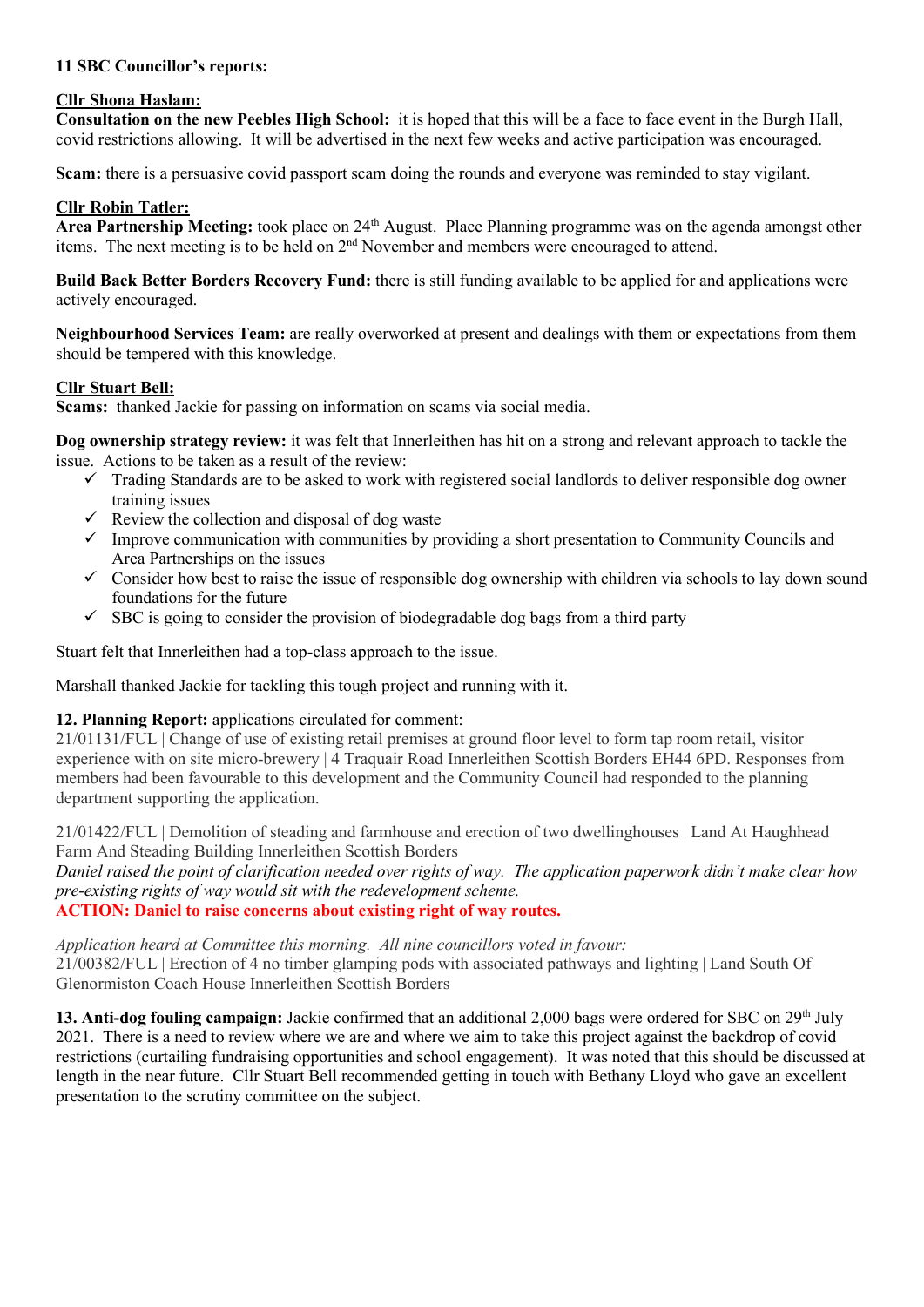**11 SBC Councillor's reports:**

**Cllr Shona Haslam:**

**Consultation on the new Peebles High School:** it is hoped that this will be a face to face event in the Burgh Hall, covid restrictions allowing. It will be advertised in the next few weeks and active participation was encouraged.

**Scam:** there is a persuasive covid passport scam doing the rounds and everyone was reminded to stay vigilant.

**Cllr Robin Tatler:**

**Area Partnership Meeting:** took place on 24th August. Place Planning programme was on the agenda amongst other items. The next meeting is to be held on 2nd November and members were encouraged to attend.

**Build Back Better Borders Recovery Fund:** there is still funding available to be applied for and applications were actively encouraged.

**Neighbourhood Services Team:** are really overworked at present and dealings with them or expectations from them should be tempered with this knowledge.

**Cllr Stuart Bell:**

**Scams:** thanked Jackie for passing on information on scams via social media.

**Dog ownership strategy review:** it was felt that Innerleithen has hit on a strong and relevant approach to tackle the issue. Actions to be taken as a result of the review:

- ✓ Trading Standards are to be asked to work with registered social landlords to deliver responsible dog owner training issues
- ✓ Review the collection and disposal of dog waste
- ✓ Improve communication with communities by providing a short presentation to Community Councils and Area Partnerships on the issues
- ✓ Consider how best to raise the issue of responsible dog ownership with children via schools to lay down sound foundations for the future
- ✓ SBC is going to consider the provision of biodegradable dog bags from a third party

Stuart felt that Innerleithen had a top-class approach to the issue.

Marshall thanked Jackie for tackling this tough project and running with it.

**12. Planning Report:** applications circulated for comment:

21/01131/FUL | Change of use of existing retail premises at ground floor level to form tap room retail, visitor experience with on site micro-brewery | 4 Traquair Road Innerleithen Scottish Borders EH44 6PD. Responses from members had been favourable to this development and the Community Council had responded to the planning department supporting the application.

21/01422/FUL | Demolition of steading and farmhouse and erection of two dwellinghouses | Land At Haughhead Farm And Steading Building Innerleithen Scottish Borders

*Daniel raised the point of clarification needed over rights of way. The application paperwork didn't make clear how pre-existing rights of way would sit with the redevelopment scheme.*

**ACTION: Daniel to raise concerns about existing right of way routes.**

*Application heard at Committee this morning. All nine councillors voted in favour:*

21/00382/FUL | Erection of 4 no timber glamping pods with associated pathways and lighting | Land South Of Glenormiston Coach House Innerleithen Scottish Borders

**13. Anti-dog fouling campaign:** Jackie confirmed that an additional 2,000 bags were ordered for SBC on 29th July 2021. There is a need to review where we are and where we aim to take this project against the backdrop of covid restrictions (curtailing fundraising opportunities and school engagement). It was noted that this should be discussed at length in the near future. Cllr Stuart Bell recommended getting in touch with Bethany Lloyd who gave an excellent presentation to the scrutiny committee on the subject.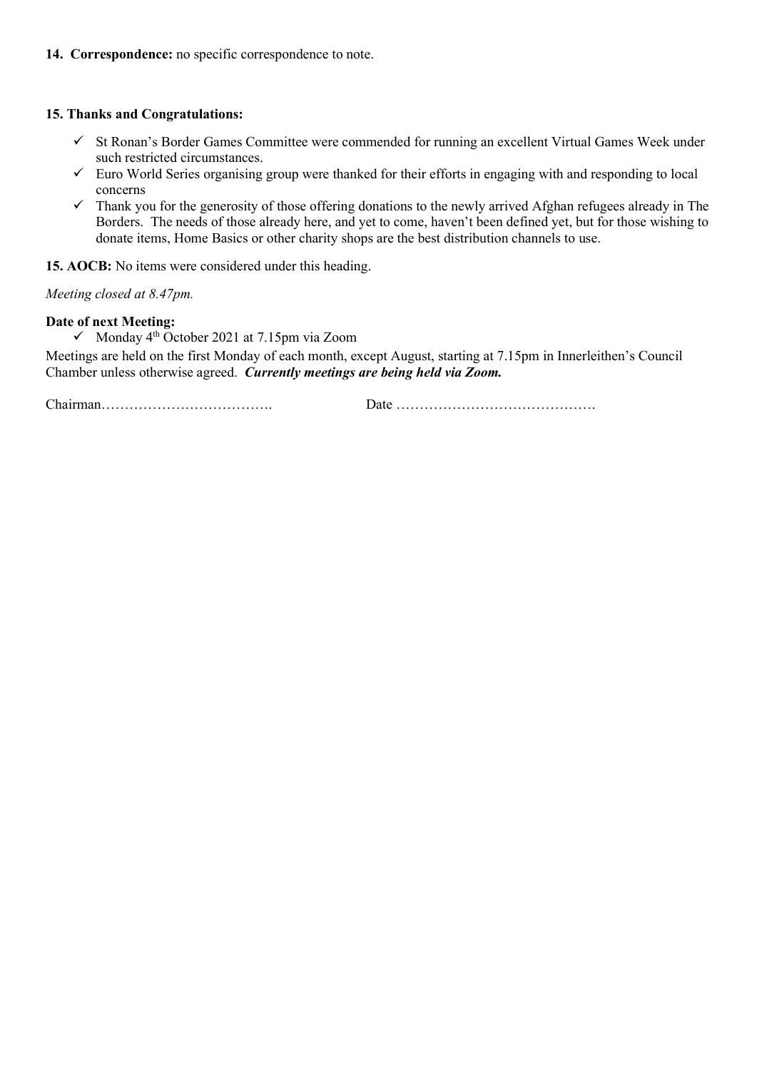**14. Correspondence:** no specific correspondence to note.

**15. Thanks and Congratulations:**

- ✓ St Ronan's Border Games Committee were commended for running an excellent Virtual Games Week under such restricted circumstances.
- ✓ Euro World Series organising group were thanked for their efforts in engaging with and responding to local concerns
- ✓ Thank you for the generosity of those offering donations to the newly arrived Afghan refugees already in The Borders. The needs of those already here, and yet to come, haven't been defined yet, but for those wishing to donate items, Home Basics or other charity shops are the best distribution channels to use.

**15. AOCB:** No items were considered under this heading.

*Meeting closed at 8.47pm.*

**Date of next Meeting:**

- ✓ Monday 4th October 2021 at 7.15pm via Zoom

Meetings are held on the first Monday of each month, except August, starting at 7.15pm in Innerleithen's Council Chamber unless otherwise agreed. ***Currently meetings are being held via Zoom.***

Chairman………………………………. Date …………………………………….